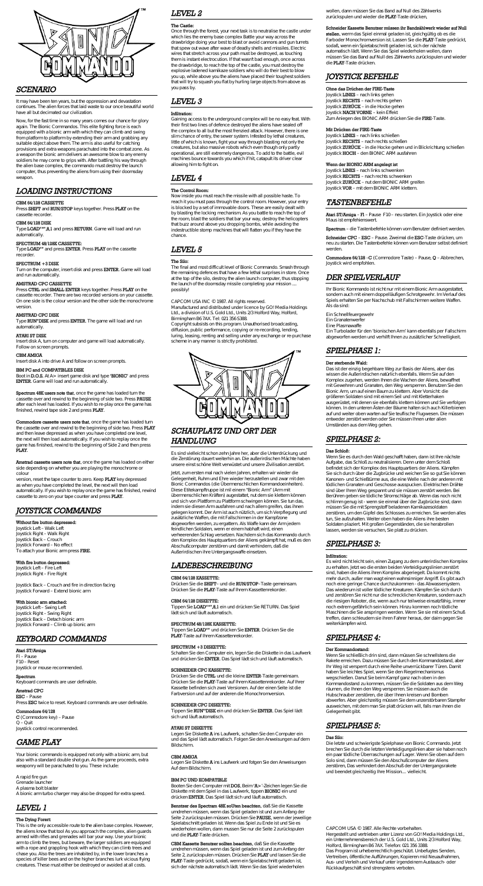## SCENARIO

It may have been ten years, but the oppression and devastation continues. The alien forces that laid waste to our once beautiful world have all but decimated our civilization.

Now, for the first time in so many years comes our chance for glory again. The Bionic Commandos. This elite fighting force is each equipped with a bionic arm with which they can climb and swing from platform to platform by extending their arm and grabbing any suitable object above them. The arm is also useful for catching provisions and extra weapons parachuted into the combat zone. As a weapon the bionic arm delivers an awesome blow to any enemy soldiers he may come to grips with. After battling his way through the alien base complex, the commando must destroy the launch computer, thus preventing the aliens from using their doomsday weapon.

## LOADING INSTRUCTIONS

**CBM 64/128 CASSETTE**
Press **SHIFT** and **RUN/STOP** keys together. Press **PLAY** on the cassette recorder.

**CBM 64/128 DISK**
Type **LOAD"\*",8,1** and press **RETURN**. Game will load and run automatically.

**SPECTRUM 48/128K CASSETTE:**
Type **LOAD""** and press **ENTER**. Press **PLAY** on the cassette recorder.

**SPECTRUM +3 DISK**
Turn on the computer, insert disk and press **ENTER**. Game will load and run automatically.

**AMSTRAD CPC CASSETTE**
Press **CTRL** and **SMALL ENTER** keys together. Press **PLAY** on the cassette recorder. There are two recorded versions on your cassette. On one side is the colour version and the other side the monochrome version.

**AMSTRAD CPC DISK**
Type **RUN"DISK** and press **ENTER**. The game will load and run automatically.

**ATARI ST DISK**
Insert disk A, turn on computer and game will load automatically. Follow on screen prompts.

**CBM AMIGA**
Insert disk A into drive A and follow on screen prompts.

**IBM PC and COMPATIBLES DISK**
Boot in **D.O.S.** At A> insert game disk and type **'BIONIC'** and press **ENTER**. Game will load and run automatically.

**Spectrum 48K users note that**, once the game has loaded turn the cassette over and rewind to the beginning of side two. Press **PAUSE** after each level has loaded. If you wish to re-play once the game has finished, rewind tape side 2 and press **PLAY**.

**Commodore cassette users note that**, once the game has loaded turn the cassette over and rewind to the beginning of side two. Press **PLAY** and then leave depressed as when you have completed one level, the next will then load automatically. If you wish to replay once the game has finished, rewind to the beginning of Side 2 and then press **PLAY**.

**Amstrad cassette users note that**, once the game has loaded on either side depending on whether you are playing the monochrome or colour version, reset the tape counter to zero. Keep **PLAY** key depressed as when you have completed the level, the next level will then load automatically. If you wish to replay once the game has finished, rewind cassette to zero on your tape counter and press **PLAY**.

## JOYSTICK COMMANDS

**Without fire button depressed:**
Joystick Left – Walk Left
Joystick Right – Walk Right
Joystick Back – Crouch
Joystick Forward – No effect
To attach your Bionic arm press **FIRE**.

**With fire button depressed:**
Joystick Left – Fire Left
Joystick Right – Fire Right

Joystick Back – Crouch and fire in direction facing
Joystick Forward – Extend bionic arm

**With bionic arm attached:**
Joystick Left – Swing Left
Joystick Right – Swing Right
Joystick Back – Detach bionic arm
Joystick Forward – Climb up bionic arm

## KEYBOARD COMMANDS

**Atari ST/Amiga**
F1 – Pause
F10 – Reset
Joystick or mouse recommended.

**Spectrum**
Keyboard commands are user definable.

**Amstrad CPC**
**ESC** – Pause
Press **ESC** twice to reset. Keyboard commands are user definable.

**Commodore 64/128**
**C** (Commodore key) – Pause
**Q** – Quit
Joystick control recommended.

## GAME PLAY

Your bionic commando is equipped not only with a bionic arm, but also with a standard double shot gun. As the game proceeds, extra weaponry will be parachuted to you. These include:

A rapid fire gun
Grenade launcher
A plasma bolt blaster
A bionic arm turbo charger may also be dropped for extra speed.

## LEVEL 1

**The Dying Forest:**
This is the only accessible route to the alien base complex. However, the aliens know that too! As you approach the complex, alien guards armed with rifles and grenades will bar your way. Use your bionic arm to climb the trees, but beware, the larger soldiers are equipped with a rope and grappling hook with which they can climb trees and chase you. Also the trees are inhabited by, in the lower branches a species of killer bees and on the higher branches lurk vicious flying creatures. These must either be destroyed or avoided at all costs.

## LEVEL 2

**The Castle:**
Once through the forest, your next task is to neutralise the castle under which lies the enemy base complex Battle your way across the drawbridge doing your best to blast or avoid cannons and gun turrets that spew out wave after wave of deadly shells and missiles. Electric wires that stretch across your path must be destroyed, as touching them is instant electrocution. If that wasn't bad enough, once across the drawbridge, to reach the top of the castle, you must destroy the explosive ladened kamikaze soldiers who will do their best to blow you up, while above you the aliens have placed their toughest soldiers that will try to squash you flat by hurling large objects from above as you pass by.

## LEVEL 3

**Infiltration:**
Gaining access to the underground complex will be no easy feat. With their first two lines of defence destroyed the aliens have sealed off the complex to all but the most frenzied attack. However, there is one slim chance of entry, the sewer system. Infested by lethal creatures, little of which is known, fight your way through blasting not only the creatures, but also massive robots which even though only partly operational, are still extremely dangerous. To add to the battle, evil machines bounce towards you which if hit, catapult its driver clear allowing him to fight on.

## LEVEL 4

**The Control Room:**
Now inside you must reach the missile with all possible haste. To reach it you must pass through the control room. However, your entry is blocked by a set of immovable doors. These are easily dealt with by blasting the locking mechanism. As you battle to reach the top of the room, blast the soldiers that bar your way, destroy the helicopters that buzz around above you dropping bombs, while avoiding the indestructible stomp machines that will flatten you if they have the chance.

## LEVEL 5

**The Silo:**
The final and most difficult level of Bionic Commando. Smash through the remaining defences that have a few lethal surprises in store. Once at the top of the silo, destroy the alien launch computer, thus stopping the launch of the doomsday missile completing your mission .... possibly!

CAPCOM USA INC © 1987. All rights reserved.
Manufactured and distributed under licence by GO! Media Holdings Ltd., a division of U.S. Gold Ltd., Units 2/3 Holford Way, Holford, Birmingham B6 7AX. Tel: 021 356 5388.
Copyright subsists on this program. Unauthorised broadcasting, diffusion, public performance, copying or re-recording, lending, luring, leasing, renting and selling under any exchange or re-purchase scheme in any manner is strictly prohibited.

## SCHAUPLATZ UND ORT DER HANDLUNG

Es sind vielleicht schon zehn Jahre her, aber die Unterdrückung und die Zerstörung dauern weiterhin an. Die außerirdischen Mächte haben unsere einst schöne Welt verwüstet und unsere Zivilisation zerstört.

Jetzt, zum ersten mal nach vielen Jahren, erhalten wir wieder die Gelegenheit, Ruhm und Ehre wieder herzustellen und zwar mit den Bionic Commandos (die Übermenschlichen Kommandoeinheiten). Diese Elitekampftruppe ist mit einem "Bionic Arm" (Arm mit übermenschlichen Kräften) ausgestattet, mit dem sie klettern können und sich von Plattform zu Plattform schwingen können. Sie tun das, indem sie diesen Arm ausfahren und nach allem greifen, das ihnen gelegen kommt. Der Arm ist auch nützlich, um sich Verpflegung und zusätzliche Waffen, die mit Fallschirmen in der Kampfzone abgeworfen werden, zu ergattern. Als Waffe kann der Arm jedem feindlichen Soldaten, wenn er einem habhaft wird, einen verheerenden Schlag versetzen. Nachdem sich das Kommando durch den Komplex des Hauptquartiers der Aliens gekämpft hat, muß es den Abschußcomputer zerstören und damit verhindern, daß die Außerirdischen ihre Untergangswaffe einsetzen.

## LADEBESCHREIBUNG

**CBM 64/128 KASSETTE:**
Drücken Sie die **SHIFT**– und die **RUN/STOP**–Taste gemeinsam. Drücken Sie die **PLAY**-Taste auf Ihrem Kassettenrekorder.

**CBM 64/128 DISKETTE:**
Tippen Sie **LOAD"\*",8,1** ein und drücken Sie RETURN. Das Spiel lädt sich und läuft automatisch.

**SPECTRUM 48/128K KASSETTE:**
Tippen Sie **LOAD""** und drücken Sie **ENTER**. Drücken Sie die **PLAY**-Taste auf Ihrem Kassettenrekorder.

**SPECTRUM +3 DISKETTE:**
Schalten Sie den Computer ein, legen Sie die Diskette in das Laufwerk und drücken Sie **ENTER**. Das Spiel lädt sich und läuft automatisch.

**SCHNEIDER CPC KASSETTE:**
Drücken Sie die **CTRL** und die kleine **ENTER**-Taste gemeinsam. Drücken Sie die **PLAY**-Taste auf Ihrem Kassettenrekorder. Auf Ihrer Kassette befinden sich zwei Versionen. Auf der einen Seite ist die Farbversion und auf der anderen die Monochromversion.

**SCHNEIDER CPC DISKETTE:**
Tippen Sie **RUN"DISK** ein und drücken Sie **ENTER**. Das Spiel lädt sich und läuft automatisch.

**ATARI ST DISKETTE**
Legen Sie Diskette **A** ins Laufwerk, schalten Sie den Computer ein und das Spiel lädt automatisch. Folgen Sie den Anweisungen auf dem Bildschirm.

**CBM AMIGA**
Legen Sie Diskette **A** ins Laufwerk und folgen Sie den Anweisungen Auf dem Bildschirm.

**IBM PC UND KOMPATIBLE**
Booten Sie den Computer mit **DOS**. Beim **'A>'**-Zeichen legen Sie die Diskette mit dem Spiel in das Laufwerk, tippen **BIONIC** ein und drücken **ENTER**. Das Spiel lädt sich und läuft automatisch.

**Benutzer des Spectrum 48K sollten beachten**, daß Sie die Kassette umdrehen müssen, wenn das Spiel geladen ist und zum Anfang der Seite 2 zurückspulen müssen. Drücken Sie **PAUSE**, wenn der jeweilige Spielabschnitt geladen ist. Wenn das Spiel zu Ende ist und Sie es wiederholen wollen, dann müssen Sie nur die Seite 2 zurückspulen und die **PLAY**-Taste drücken.

**CBM Kassette Benutzer sollten beachten**, daß Sie die Kassette umdrehen müssen, wenn das Spiel geladen ist und zum Anfang der Seite 2, zurückspulen müssen. Drücken Sie **PLAY** und lassen Sie die **PLAY**-Taste gedrückt, sodaß, wenn ein Spielabschnitt geladen ist, sich der nächste automatisch lädt. Wenn Sie das Spiel wiederholen wollen, dann müssen Sie das Band auf Null des Zählwerks zurückspulen und wieder die **PLAY**-Taste drücken.

**Schneider Kassette Benutzer müssen ihr Bandzählwerk wieder auf Null stellen**, wenn das Spiel einmal geladen ist, gleichgültig ob es die Farb oder Monochromversion ist. Lassen Sie die **PLAY**-Taste gedrückt, sodaß, wenn ein Spielabschnitt geladen ist, sich der nächste automatisch lädt. Wenn Sie das Spiel wiederholen wollen, dann müssen Sie das Band auf Null des Zählwerks zurückspulen und wieder die **PLAY**-Taste drücken.

## JOYSTICK BEFEHLE

**Ohne das Drücken der FIRE-Taste**
Joystick **LINKS** – nach links gehen
Joystick **RECHTS** – nach rechts gehen
Joystick **ZURÜCK** – in die Hocke gehen
Joystick **NACH VORNE** – kein Effekt
Zum Anlegen des BIONIC ARM drücken Sie die **FIRE**-Taste.

**Mit Drücken der FIRE-Taste**
Joystick **LINKS** – nach links schießen
Joystick **RECHTS** – nach rechts schießen
Joystick **ZURÜCK** – in die Hocke gehen und in Blickrichtung schießen
Joystick **HOCH** – den BIONIC ARM ausfahren

**Wenn der BIONIC ARM angelegt ist**
Joystick **LINKS** – nach links schwenken
Joystick **RECHTS** – nach rechts schwenken
Joystick **ZURÜCK** – nut dem BIONIC ARM greifen
Joystick **VOR** – mit dem BIONIC ARM klettern.

## TASTENBEFEHLE

**Atari ST/Amiga** – **F1** – Pause F10 – neu starten. Ein Joystick oder eine Maus ist empfehlenswert.

**Spectrum** – die Tastenbefehle können vom Benutzer definiert werden.

**Schneider CPC** – **ESC** – Pause. Zweimal die **ESC**-Taste drücken, um neu zu starten. Die Tastenbefehle können vom Benutzer selbst definiert werden.

**Commodore 64/128** –**C** (Commodore Taste) – Pause, **Q** – Abbrechen, Joystick wird empfohlen.

## DER SPIELVERLAUF

Ihr Bionic Kommando ist nicht nur mit einem Bionic Arm ausgestattet, sondern auch mit einem doppelläufigen Schrotgewehr. Im Verlauf des Spiels erhalten Sie per Nachschub mit Fallschirmen weitere Waffen. Als da sind:

Ein Schnellfeuergewehr
Ein Granatenwerfer
Eine Plasmawaffe
Ein Turbolader für den 'bionischen Arm' kann ebenfalls per Fallschirm abgeworfen werden und verhilft Ihnen zu zusätzlicher Schnelligkeit.

## SPIELPHASE 1:

**Der sterbende Wald:**
Das ist der einzig begehbare Weg zur Basis der Aliens, aber das wissen die Außerirdischen natürlich ebenfalls. Wenn Sie auf den Komplex zugehen, werden Ihnen die Wachen der Aliens, bewaffnet mit Gewehren und Granaten, den Weg versperren. Benutzen Sie den Bionic Arm, um auf einen Baum zu klettern. Aber Vorsicht: die größeren Soldaten sind mit einem Seil und mit Kletterhaken ausgerüstet, mit denen sie ebenfalls klettern können und Sie verfolgen können. In den unteren Ästen der Bäume halten sich auch Killerbienen auf und weiter oben warten auf Sie teuflische Flugwesen. Die müssen entweder zerstört werden oder Sie müssen Ihnen unter allen Umständen aus dem Weg gehen.

## SPIELPHASE 2:

**Das Schloß:**
Wenn Sie es durch den Wald geschafft haben, dann ist Ihre nächste Aufgabe, das Schloß zu neutralisieren. Denn unter dem Schloß befindet sich der Komplex des Hauptquartiers der Aliens. Kämpfen Sie sich durch über die Zugbrücke und weichen Sie so gut Sie können Kanonen- und Schießtürme aus, die eine Welle nach der anderen mit tödlichen Granaten und Geschosse ausspucken. Elektrischen Drähte sind über Ihren Weg gespannt und sie müssen zerstört werden. Bei Berühren geben sie tödliche Stromschläge ab. Wenn das noch nicht schlimm genug ist - wenn sie einmal über der Zugbrücke sind, dann müssen Sie die mit Sprengstoff beladenen Kamikazesoldaten zerstören, um den Gipfel des Schlosses zu erreichen. Sie werden alles tun, Sie aufzuhalten. Weiter oben haben die Aliens ihre besten Soldaten plaziert. Mit großen Gegenständen, die sie herabrollen lassen, werden sie versuchen, Sie platt zu drücken.

## SPIELPHASE 3:

**Infiltration:**
Es wird nicht leicht sein, einen Zugang zu dem unterirdischen Komplex zu erhalten. Jetzt wo die ersten beiden Verteidigungslinien zerstört sind, haben die Aliens ihren Komplex abgeriegelt. Da kommt nichts mehr durch, außer man wagt einen wahnsinniger Angriff. Es gibt auch noch eine geringe Chance durchzukommen - das Abwassersystem. Das wiederum ist voller tödlicher Kreaturen. Kämpfen Sie sich durch und zerstören Sie nicht nur die schrecklichen Kreaturen, sondern auch die riesigen Roboter, die, wenn auch nur teilweise einsatzfähig, immer noch extrem gefährlich sein können. Hinzu kommen noch tödliche Maschinen die Sie anspringen werden. Wenn Sie sie mit einem Schuß treffen, dann schleudern sie ihren Fahrer heraus, der daim gegen Sie weiterkämpfen wird.

## SPIELPHASE 4:

**Der Kommandostand:**
Wenn Sie schließlich drin sind, dann müssen Sie schnellstens die Rakete erreichen. Dazu müssen Sie durch den Kommandostand, aber Ihr Weg ist versperrt durch eine Reihe unverrückbarer Türen. Damit haben Sie leichtes Spiel, wenn Sie den Riegelmechanismus wegschießen. Danut Sie beim Kampf ganz nach oben in den Kommandostand zu kommen, müssen Sie die Soldaten aus dem Weg räumen, die Ihnen den Weg versperren. Sie müssen auch die Hubschrauber zerstören, die über Ihnen kreisen und Bomben abwerfen. Aber gleichzeitig müssen Sie den unzerstörbaren Stampfer ausweichen, mit dem man Sie platt drücken will, falls man ihnen die Gelegenheit gibt.

## SPIELPHASE 5:

**Das Silo:**
Die letzte und schwierigste Spielphase von Bionic Commando. Jetzt brechen Sie durch die letzten Verteidigungslinien aber sie haben noch ein paar tödliche Überraschungen auf Lager. Wenn Sie oben auf dem Solo sind, dann müssen Sie den Abschußcomputer des Aliens zerstören, Das verhindert den Abschuß der der Untergangsrakete und beendet gleichzeitig Ihre Mission.... vielleicht.

CAPCOM USA © 1987. Alle Rechte vorbehalten.
Hergestellt und vertrieben unter Lizenz von GO! Media Holdings Ltd., ein Unternehmensbereich der U.S. Gold Ltd., Units 2/3 Holford Way, Holford, Birmingham B6 7AX. Telefon: 021 356 3388.
Das Programm ist urheberrechtlich geschützt. Unbefugtes Senden, Vertreiben, öffentliche Aufführungen, Kopieren mit Neuaufnahmen, Aus- und Verleih und Verkauf unter irgendeinem Austausch- oder Rückkaufgeschäft sind strengstens verboten.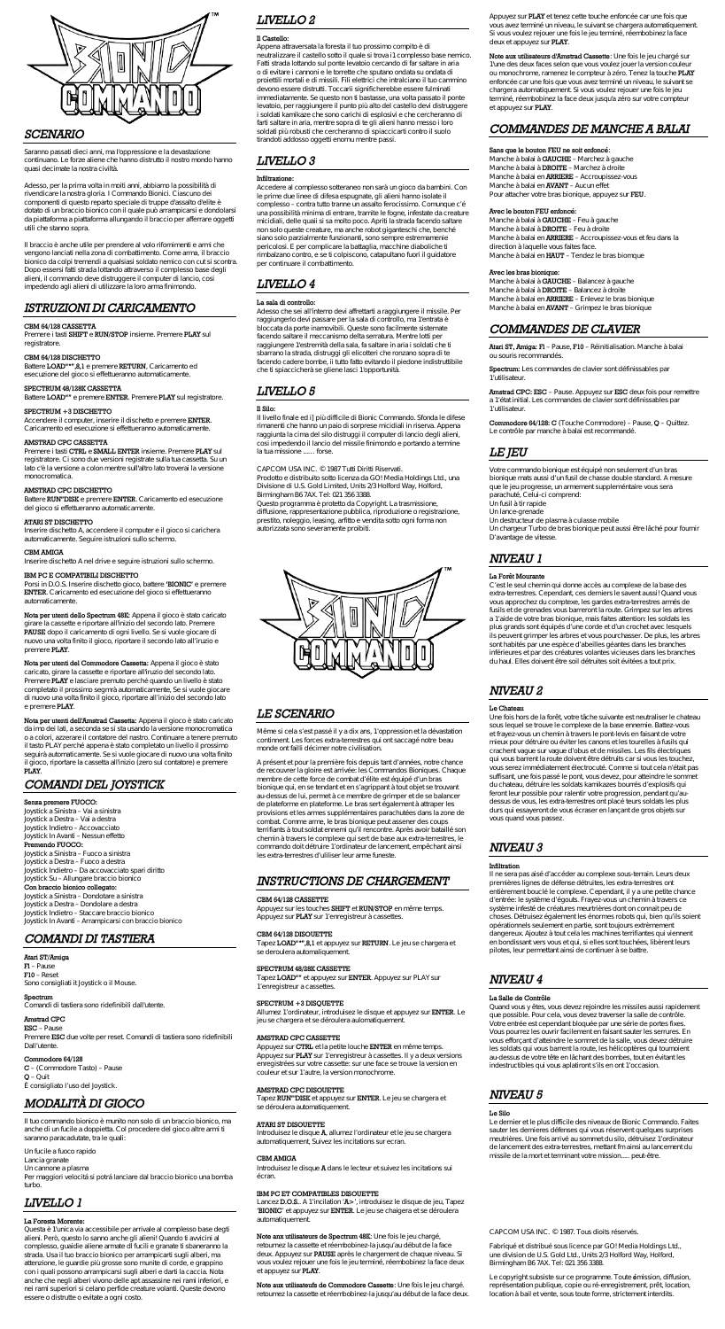## SCENARIO

Saranno passati dieci anni, ma l'oppressione e la devastazione continuano. Le forze aliene che hanno distrutto il nostro mondo hanno quasi decimate la nostra civiltà.

Adesso, per la prima volta in molti anni, abbiamo la possibilità di rivendicare la nostra gloria. I Commando Bionici. Ciascuno dei componenti di questo reparto speciale di truppe d'assalto d'elite è dotato di un braccio bionico con il quale può arrampicarsi e dondolarsi da piattaforma a piattaforma allungando il braccio per afferrare oggetti utili che stanno sopra.

Il braccio è anche utile per prendere al volo rifornimenti e armi che vengono lanciati nella zona di combattimento. Come arma, il braccio bionico da colpi tremendi a qualsiasi soldato nemico con cui si scontra. Dopo essersi fatti strada lottando attraverso il complesso base degli alieni, il commando deve distruggere il computer di lancio, così impedendo agli alieni di utilizzare la loro arma finimondo.

## ISTRUZIONI DI CARICAMENTO

**CBM 64/128 CASSETTA**
Premere i tasti **SHIFT** e **RUN/STOP** insieme. Premere **PLAY** sul registratore.

**CBM 64/128 DISCHETTO**
Battere **LOAD"\*",8,1** e premere **RETURN**, Caricamento ed esecuzione del gioco si effettueranno automaticamente.

**SPECTRUM 48/128K CASSETTA**
Battere **LOAD""** e premere **ENTER**. Premere **PLAY** sul registratore.

**SPECTRUM +3 DISCHETTO**
Accendere il computer, inserire il dischetto e premere **ENTER**. Caricamento ed esecuzione si effettueranno automaticamente.

**AMSTRAD CPC CASSETTA**
Premere i tasti **CTRL** e **SMALL ENTER** insieme. Premere **PLAY** sul registratore. Ci sono due versioni registrate sulla tua cassetta. Su un lato c'è la versione a colori mentre sull'altro lato troverai la versione monocromatica.

**AMSTRAD CPC DISCHETTO**
Battere **RUN"DISK** e premere **ENTER**. Caricamento ed esecuzione del gioco si effettueranno automaticamente.

**ATARI ST DISCHETTO**
Inserire dischetto A, accendere il computer e il gioco si caricherà automaticamente. Seguire istruzioni sullo schermo.

**CBM AMIGA**
Inserire dischetto A nel drive e seguire istruzioni sullo schermo.

**IBM PC E COMPATIBILI DISCHETTO**
Porsi in D.O.S. Inserire dischetto gioco, battere **'BIONIC'** e premere **ENTER**. Caricamento ed esecuzione del gioco si effettueranno automaticamente.

**Nota per utenti dello Spectrum 48K:** Appena il gioco è stato caricato girare la cassette e riportare all'inizio del secondo lato. Premere **PAUSE** dopo il caricamento di ogni livello. Se si vuole giocare di nuovo una volta finito il gioco, riportare il secondo lato all'inizio e premere **PLAY**.

**Nota per utenti del Commodore Cassetta:** Appena il gioco è stato caricato, girare la cassette e riportare all'inizio del secondo lato. Premere **PLAY** e lasciare premuto perché quando un livello è stato completato il prossimo segmrà automaticamente, Se si vuole giocare di nuovo una volta finito il gioco, riportare all'inizio del secondo lato e premere **PLAY**.

**Nota per utenti dell'Amstrad Cassetta:** Appena il gioco è stato caricato da imo dei lati, a seconda se si sta usando la versione monocromatica o a colori, azzerare il contatore del nastro. Continuare a tenere premuto il tasto **PLAY** perché appena è stato completato un livello il prossimo seguirà automaticamente. Se si vuole giocare di nuovo una volta finito il gioco, riportare la cassetta all'inizio (zero sul contatore) e premere **PLAY**.

## COMANDI DEL JOYSTICK

**Senza premere FUOCO:**
Joystick a Sinistra – Vai a sinistra
Joystick a Destra – Vai a destra
Joystick Indietro – Accovacciato
Joystick In Avanti – Nessun effetto

**Premendo FUOCO:**
Joystick a Sinistra – Fuoco a sinistra
Joystick a Destra – Fuoco a destra
Joystick Indietro – Da accovacciato spari diritto
Joystick Su – Allungare braccio bionico

**Con braccio bionico collegato:**
Joystick a Sinistra – Dondolare a sinistra
Joystick a Destra – Dondolare a destra
Joystick Indietro – Staccare braccio bionico
Joystick In Avanti – Arrampicarsi con braccio bionico

## COMANDI DI TASTIERA

**Atari ST/Amiga**
**F1** – Pause
**F10** – Reset
Sono consigliati il Joystick o il Mouse.

**Spectrum**
Comandi di tastiera sono ridefinibili dall'utente.

**Amstrad CPC**
**ESC** – Pause
Premere **ESC** due volte per reset. Comandi di tastiera sono ridefinibili Dall'utente.

**Commodore 64/128**
**C** – (Commodore Tasto) – Pause
**Q** – Quit
È consigliato l'uso del Joystick.

## MODALITÀ DI GIOCO

Il tuo commando bionico è munito non solo di un braccio bionico, ma anche di un fucile a doppietta. Col procedere del gioco altre armi ti saranno paracadutate, tra le quali:

Un fucile a fuoco rapido
Lancia granate
Un cannone a plasma
Per maggiori velocità si potrà lanciare dal braccio bionico una bomba turbo.

## LIVELLO 1

**La Foresta Morente:**
Questa è l'unica via accessibile per arrivale al complesso base degli alieni. Però, questo lo sanno anche gli alieni! Quando ti avvicini al complesso, guaidie aliene armate di fucili e granate ti sbaneranno la strada. Usa il tuo braccio bionico per arrampicarti sugli alberi, ma attenzione, le guardie più grosse sono munite di corde, e grappino con i quali possono arrampicarsi sugli alberi e darti la caccia. Nota anche che negli alberi vivono delle api assassine nei rami inferiori, e nei rami superiori si celano perfide creature volanti. Queste devono essere o distrutte o evitate a ogni costo.

## LIVELLO 2

**Il Castello:**
Appena attraversata la foresta il tuo prossimo compito è di neutralizzare il castello sotto il quale si trova i1 complesso base nemico. Fatti strada lottando sul ponte levatoio cercando di far saltare in aria o di evitare i cannoni e le torrette che sputano ondata su ondata di proiettili mortali e di missili. Fili elettrici che intralciano il tuo cammino devono essere distrutti. Toccarli significherebbe essere fulminati immediatamente. Se questo non ti bastasse, una volta passato il ponte levatoio, per raggiungere il punto più alto del castello devi distruggere i soldati kamikaze che sono carichi di esplosivi e che cercheranno di farti saltare in aria, mentre sopra di te gli alieni hanno messo i loro soldati più robusti che cercheranno di spiaccicarti contro il suolo tirandoti addosso oggetti enormi mentre passi.

## LIVELLO 3

**Infiltrazione:**
Accedere al complesso sotterraneo non sarà un gioco da bambini. Con le prime due linee di difesa espugnate, gli alieni hanno isolate il complesso – contra tutto tranne un assalto ferocissimo. Comunque c'è una possibilità minima di entrare, tramite le fogne, infestate da creature micidiali, delle quali si sa molto poco. Apriti la strada facendo saltare non solo queste creature, ma anche robot giganteschi che, benché siano solo parzialmente funzionanti, sono sempre estremamente pericolosi. E per complicare la battaglia, macchine diaboliche ti rimbalzano contro, e se ti colpiscono, catapultano fuori il guidatore per continuare il combattimento.

## LIVELLO 4

**La sala di controllo:**
Adesso che sei all'interno devi affrettarti a raggiungere il missile. Per raggiungerlo devi passare per la sala di controllo, ma 1'entrata è bloccata da porte inamovibili. Queste sono facilmente sistemate facendo saltare il meccanismo della serratura. Mentre lotti per raggiungere 1'estremità della sala, fa saltare in aria i soldati che ti sbarrano la strada, distruggi gli elicotteri che ronzano sopra di te facendo cadere bombe, il tutto fatto evitando il piedone indistruttibile che ti spiaccicherà se gliene lasci 1'opportunità.

## LIVELLO 5

**Il Silo:**
Il livello finale ed i] più difficile di Bionic Commando. Sfonda le difese rimanenti che hanno un paio di sorprese micidiali in riserva. Appena raggiunta la cima del silo distruggi il computer di lancio degli alieni, così impedendo il lancio del missile finimondo e portando a termine la tua missione ...... forse.

CAPCOM USA INC. © 1987 Tutti Diritti Riservati.
Prodotto e distribuito sotto licenza da GO! Media Holdings Ltd., una Divisione di U.S. Gold Limited, Units 2/3 Holford Way, Holford, Birmingham B6 7AX. Tel: 021 356 3388.
Questo programma è protetto da Copyright. La trasmissione, diffusione, rappresentazione pubblica, riproduzione o registrazione, prestito, noleggio, leasing, affitto e vendita sotto ogni forma non autorizzata sono severamente proibiti.

## LE SCENARIO

Même si cela s'est passé il y a dix ans, l'oppression et la dévastation continuent. Les forces extra-terrestres qui ont saccagé notre beau monde ont failli décimer notre civilisation.

A présent et pour la première fois depuis tant d'années, notre chance de recouvrer la gloire est arrivée: les Commandos Bioniques. Chaque membre de cette force de combat d'élite est équipé d'un bras bionique qui, en se tendant et en s'agrippant à tout objet se trouvant au-dessus de lui, permet à ce membre de grimper et de se balancer de plateforme en plateforme. Le bras sert également à attraper les provisions et les armes supplémentaires parachutées dans la zone de combat. Comme arme, le bras bionique peut asséner des coups terrifiants à tout soldat ennemi qu'il rencontre. Après avoir bataillé son chemin à travers le complexe qui sert de base aux extra-terrestres, le commando doit détruire 1'ordinateur de lancement, empêchant ainsi les extra-terrestres d'utiliser leur arme funeste.

## INSTRUCTIONS DE CHARGEMENT

**CBM 64/128 CASSETTE**
Appuyez sur les touches **SHIFT** et **RUN/STOP** en même temps. Appuyez sur **PLAY** sur 1'enregistreur à cassettes.

**CBM 64/128 DISQUETTE**
Tapez **LOAD"\*",8,1** et appuyez sur **RETURN**. Le jeu se chargera et se déroulera automatiquement.

**SPECTRUM 48/128K CASSETTE**
Tapez **LOAD""** et appuyez sur **ENTER**. Appuyez sur PLAY sur 1'enregistreur à cassettes.

**SPECTRUM +3 DISQUETTE**
Allumez 1'ordinateur, introduisez le disque et appuyez sur **ENTER**. Le jeu se chargera et se déroulera automatiquement.

**AMSTRAD CPC CASSETTE**
Appuyez sur **CTRL** et la petite touche **ENTER** en même temps. Appuyez sur **PLAY** sur 1'enregistreur à cassettes. Il y a deux versions enregistrées sur votre cassette: sur une face se trouve la version en couleur et sur 1'autre, la version monochrome.

**AMSTRAD CPC DISQUETTE**
Tapez **RUN"DISK** et appuyez sur **ENTER**. Le jeu se chargera et se déroulera automatiquement.

**ATARI ST DISQUETTE**
Introduisez le disque **A**, allumez l'ordinateur et le jeu se chargera automatiquement, Suivez les incitations sur écran.

**CBM AMIGA**
Introduisez le disque **A** dans le lecteur et suivez les incitations sui écran.

**IBM PC ET COMPATIBLES DISQUETTE**
Lancez **D.O.S.**. A 1'incitation **'A>'**, introduisez le disque de jeu, Tapez **'BIONIC'** et appuyez sur **ENTER**. Le jeu se chaigera et se déroulera automatiquement.

**Note aux utilisateurs de Spectrum 48K:** Une fois le jeu chargé, retournez la cassette et réembobinez-la jusqu'au début de la face deux. Appuyez sur **PAUSE** après le chargement de chaque niveau. Si vous voulez rejouer une fois le jeu terminé, réembobinez la face deux et appuyez sur **PLAY**.

**Note aux utilisateuis de Commodore Cassette:** Une fois le jeu chargé. retournez la cassette et réembobinez-la jusqu'au début de la face deux. Appuyez sur **PLAY** et tenez cette touche enfoncée car une fois que vous avez terminé un niveau, le suivant se chargera automatiquement. Si vous voulez rejouer une fois le jeu terminé, réembobinez la face deux et appuyez sur **PLAY**.

**Note aux utilisateurs d'Amstrad Cassette**: Une fois le jeu chargé sur 1'une des deux faces selon que vous voulez jouer la version couleur ou monochrome, ramenez le compteur à zéro. Tenez la touche **PLAY** enfoncée car une fois que vous avez terminé un niveau, le suivant se chargera automatiquement. Si vous voulez rejouer une fois le jeu terminé, réembobinez la face deux jusqu'à zéro sur votre compteur et appuyez sur **PLAY**.

## COMMANDES DE MANCHE A BALAI

**Sans que le bouton FEU ne soit enfoncé:**
Manche à balai à **GAUCHE** – Marchez à gauche
Manche à balai à **DROITE** – Marchez à droite
Manche à balai en **ARRIERE** – Accroupissez-vous
Manche à balai en **AVANT** – Aucun effet
Pour attacher votre bras bionique, appuyez sur **FEU**.

**Avec le bouton FEU enfoncé:**
Manche à balai à **GAUCHE** – Feu à gauche
Manche à balai à **DROITE** – Feu à droite
Manche à balai en **ARRIERE** – Accroupissez-vous et feu dans la direction à laquelle vous faites face.
Manche à balai en **HAUT** – Tendez le bras biomque

**Avec les bras bionique:**
Manche à balai à **GAUCHE** – Balancez à gauche
Manche à balai à **DROITE** – Balancez à droite
Manche à balai en **ARRIERE** – Enlevez le bras bionique
Manche à balai en **AVANT** – Grimpez le bras bionique

## COMMANDES DE CLAVIER

**Atari ST, Amiga: F1** – Pause, **F10** – Réinitialisation. Manche à balai ou souris recommandés.

**Spectrum:** Les commandes de clavier sont définissables par 1'utilisateur.

**Amstrad CPC: ESC** – Pause. Appuyez sur **ESC** deux fois pour remettre à 1'état initial. Les commandes de clavier sont définissables par 1'utilisateur.

**Commodore 64/128: C** (Touche Commodore) – Pause, **Q** – Quittez. Le contrôle par manche à balai est recommandé.

## LE JEU

Votre commando bionique est équipé non seulement d'un bras bionique mais aussi d'un fusil de chasse double standard. A mesure que le jeu progresse, un armement supplémentaire vous sera parachuté, Celui-ci comprend:
Un fusil à tir rapide
Un lance-grenade
Un destructeur de plasma à culasse mobile
Un chargeur Turbo de bras bionique peut aussi être lâché pour fournir D'avantage de vitesse.

## NIVEAU 1

**La Forêt Mourante**
C'est le seul chemin qui donne accès au complexe de la base des extra-terrestres. Cependant, ces derniers le savent aussi! Quand vous vous approchez du comptexe, les gardes extra-terrestres armés de fusils et de grenades vous barreront la route. Grimpez sur les arbres a 1'aide de votre bras bionique, mais faites attention: les soldats les plus grands sont équipés d'une corde et d'un crochet avec lesquels ils peuvent grimper les arbres et vous pourchasser. De plus, les arbres sont habités par une espèce d'abeilles géantes dans les branches inférieures et par des créatures volantes vicieuses dans les branches du haut. Elles doivent être soit détruites soit évitées à tout prix.

## NIVEAU 2

**Le Chateau**
Une fois hors de la forêt, votre tâche suivante est neutraliser le chateau sous lequel se trouve le complexe de la base ennemie. Battez-vous et frayez-vous un chemin à travers le pont-levis en faisant de votre mieux pour détruire ou éviter les canons et les tourelles à fusils qui crachent vague sur vague d'obus et de missiles. Les fils électriques qui vous barrent la route doivent être détruits car si vous les touchez, vous serez immédiatement électrocuté. Comme si tout cela n'était pas suffisant, une fois passé le pont, vous devez, pour atteindre le sommet du chateau, détruire les soldats kamikazes bourrés d'explosifs qui feront leur possible pour ralentir votre progression, pendant qu'au-dessus de vous, les extra-terrestres ont placé leurs soldats les plus durs qui essayeront de vous écraser en lançant de gros objets sur vous quand vous passez.

## NIVEAU 3

**Infiltration**
Il ne sera pas aisé d'accéder au complexe sous-terrain. Leurs deux premières lignes de défense détruites, les extra-terrestres ont entièrement bouclé le complexe. Cependant, il y a une petite chance d'entrée: le système d'égouts. Frayez-vous un chemin à travers ce système infesté de créatures meurtrières dont on connait peu de choses. Détruisez également les énormes robots qui, bien qu'ils soient opérationnels seulement en partie, sont toujours extrèmement dangereux. Ajoutez à tout cela les machines terrifiantes qui viennent en bondissant vers vous et qui, si elles sont touchées, libèrent leurs pilotes, leur permettant ainsi de continuer à se battre.

## NIVEAU 4

**La Salle de Contrôle**
Quand vous y êtes, vous devez rejoindre les missiles aussi rapidement que possible. Pour cela, vous devez traverser la salle de contrôle. Votre entrée est cependant bloquée par une série de portes fixes. Vous pourrez les ouvrir facilement en faisant sauter les serrures. En vous efforçant d'atteindre le sommet de la salle, vous devez détruire les soldats qui vous barrent la route, les hélicoptères qui tournoient au-dessus de votre tête en lâchant des bombes, tout en évitant les indestructibles qui vous aplatiront s'ils en ont 1'occasion.

## NIVEAU 5

**Le Silo**
Le dernier et le plus difficile des niveaux de Bionic Commando. Faites sauter les dernières défenses qui vous réservent quelques surprises meurtrières. Une fois arrivé au sommet du silo, détruisez 1'ordinateur de lancement des extra-terrestres, mettant fin ainsi au lancement du missile de la mort et terminant votre mission..... peut-être.

CAPCOM USA INC. © 1987. Tous droits réservés.

Fabriqué et distribué sous licence par GO! Media Holdings Ltd., une division de U.S. Gold Ltd., Units 2/3 Holford Way, Holford, Birmingham B6 7AX. Tel: 021 356 3388.

Le copyright subsiste sur ce programme. Toute émission, diffusion, représentation publique, copie ou ré-enregistrement, prêt, location, location à bail et vente, sous toute forme, strictement interdits.